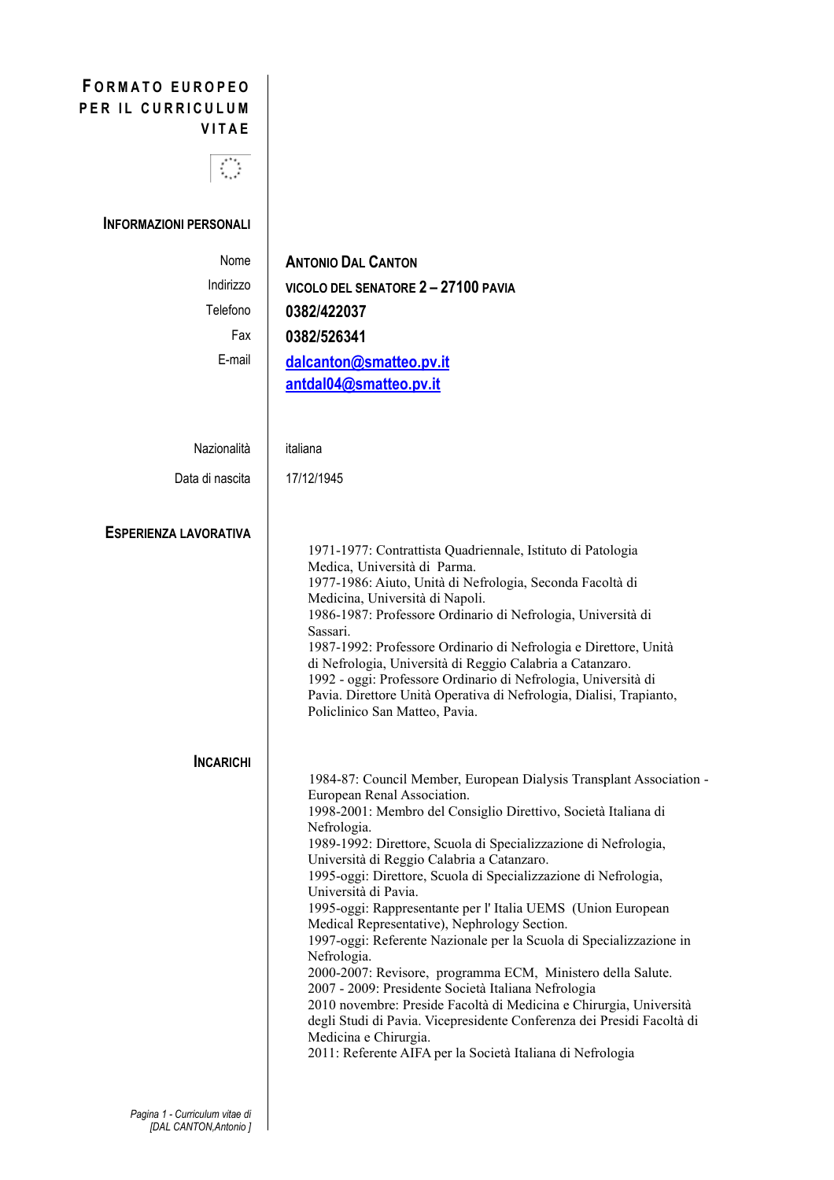# FORMATO EUROPEO PER IL CURRICULUM VITAE

## INFORMAZIONI PERSONALI

| | |
|---|---|
| Nome | **ANTONIO DAL CANTON** |
| Indirizzo | **VICOLO DEL SENATORE 2 – 27100 PAVIA** |
| Telefono | **0382/422037** |
| Fax | **0382/526341** |
| E-mail | **dalcanton@smatteo.pv.it** <br> **antdal04@smatteo.pv.it** |
| Nazionalità | italiana |
| Data di nascita | 17/12/1945 |

## ESPERIENZA LAVORATIVA

1971-1977: Contrattista Quadriennale, Istituto di Patologia Medica, Università di Parma.
1977-1986: Aiuto, Unità di Nefrologia, Seconda Facoltà di Medicina, Università di Napoli.
1986-1987: Professore Ordinario di Nefrologia, Università di Sassari.
1987-1992: Professore Ordinario di Nefrologia e Direttore, Unità di Nefrologia, Università di Reggio Calabria a Catanzaro.
1992 - oggi: Professore Ordinario di Nefrologia, Università di Pavia. Direttore Unità Operativa di Nefrologia, Dialisi, Trapianto, Policlinico San Matteo, Pavia.

## INCARICHI

1984-87: Council Member, European Dialysis Transplant Association - European Renal Association.
1998-2001: Membro del Consiglio Direttivo, Società Italiana di Nefrologia.
1989-1992: Direttore, Scuola di Specializzazione di Nefrologia, Università di Reggio Calabria a Catanzaro.
1995-oggi: Direttore, Scuola di Specializzazione di Nefrologia, Università di Pavia.
1995-oggi: Rappresentante per l' Italia UEMS (Union European Medical Representative), Nephrology Section.
1997-oggi: Referente Nazionale per la Scuola di Specializzazione in Nefrologia.
2000-2007: Revisore, programma ECM, Ministero della Salute.
2007 - 2009: Presidente Società Italiana Nefrologia
2010 novembre: Preside Facoltà di Medicina e Chirurgia, Università degli Studi di Pavia. Vicepresidente Conferenza dei Presidi Facoltà di Medicina e Chirurgia.
2011: Referente AIFA per la Società Italiana di Nefrologia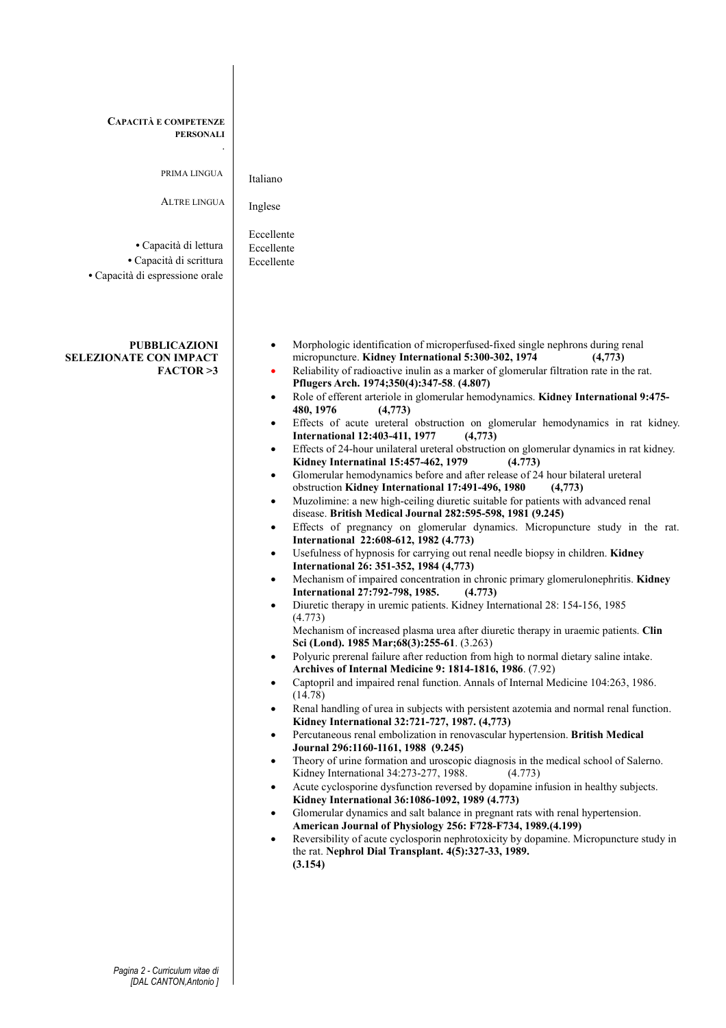## CAPACITÀ E COMPETENZE PERSONALI

.

| | |
|---|---|
| PRIMA LINGUA | Italiano |
| ALTRE LINGUA | Inglese |
| • Capacità di lettura | Eccellente |
| • Capacità di scrittura | Eccellente |
| • Capacità di espressione orale | Eccellente |

## PUBBLICAZIONI SELEZIONATE CON IMPACT FACTOR >3

- Morphologic identification of microperfused-fixed single nephrons during renal micropuncture. **Kidney International 5:300-302, 1974 (4,773)**
- Reliability of radioactive inulin as a marker of glomerular filtration rate in the rat. **Pflugers Arch. 1974;350(4):347-58**. **(4.807)**
- Role of efferent arteriole in glomerular hemodynamics. **Kidney International 9:475-480, 1976 (4,773)**
- Effects of acute ureteral obstruction on glomerular hemodynamics in rat kidney. **International 12:403-411, 1977 (4,773)**
- Effects of 24-hour unilateral ureteral obstruction on glomerular dynamics in rat kidney. **Kidney Internatinal 15:457-462, 1979 (4.773)**
- Glomerular hemodynamics before and after release of 24 hour bilateral ureteral obstruction **Kidney International 17:491-496, 1980 (4,773)**
- Muzolimine: a new high-ceiling diuretic suitable for patients with advanced renal disease. **British Medical Journal 282:595-598, 1981 (9.245)**
- Effects of pregnancy on glomerular dynamics. Micropuncture study in the rat. **International 22:608-612, 1982 (4.773)**
- Usefulness of hypnosis for carrying out renal needle biopsy in children. **Kidney International 26: 351-352, 1984 (4,773)**
- Mechanism of impaired concentration in chronic primary glomerulonephritis. **Kidney International 27:792-798, 1985. (4.773)**
- Diuretic therapy in uremic patients. Kidney International 28: 154-156, 1985 (4.773)

  Mechanism of increased plasma urea after diuretic therapy in uraemic patients. **Clin Sci (Lond). 1985 Mar;68(3):255-61**. (3.263)
- Polyuric prerenal failure after reduction from high to normal dietary saline intake. **Archives of Internal Medicine 9: 1814-1816, 1986**. (7.92)
- Captopril and impaired renal function. Annals of Internal Medicine 104:263, 1986. (14.78)
- Renal handling of urea in subjects with persistent azotemia and normal renal function. **Kidney International 32:721-727, 1987. (4,773)**
- Percutaneous renal embolization in renovascular hypertension. **British Medical Journal 296:1160-1161, 1988 (9.245)**
- Theory of urine formation and uroscopic diagnosis in the medical school of Salerno. Kidney International 34:273-277, 1988. (4.773)
- Acute cyclosporine dysfunction reversed by dopamine infusion in healthy subjects. **Kidney International 36:1086-1092, 1989 (4.773)**
- Glomerular dynamics and salt balance in pregnant rats with renal hypertension. **American Journal of Physiology 256: F728-F734, 1989.(4.199)**
- Reversibility of acute cyclosporin nephrotoxicity by dopamine. Micropuncture study in the rat. **Nephrol Dial Transplant. 4(5):327-33, 1989. (3.154)**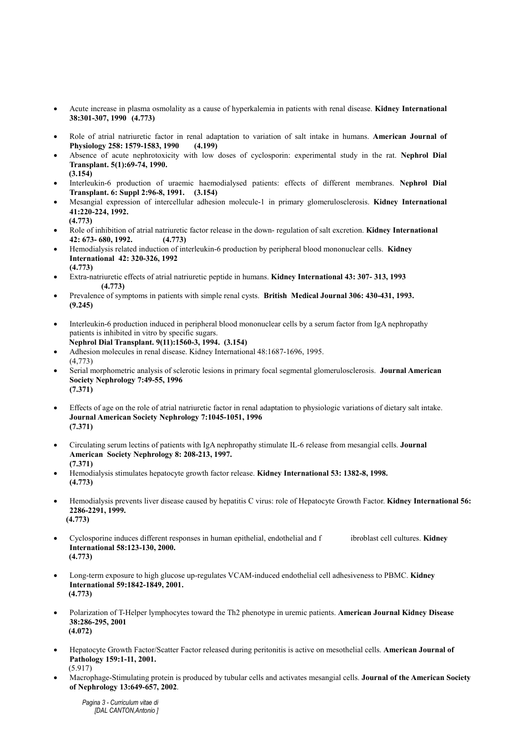- Acute increase in plasma osmolality as a cause of hyperkalemia in patients with renal disease. **Kidney International 38:301-307, 1990 (4.773)**
- Role of atrial natriuretic factor in renal adaptation to variation of salt intake in humans. **American Journal of Physiology 258: 1579-1583, 1990 (4.199)**
- Absence of acute nephrotoxicity with low doses of cyclosporin: experimental study in the rat. **Nephrol Dial Transplant. 5(1):69-74, 1990. (3.154)**
- Interleukin-6 production of uraemic haemodialysed patients: effects of different membranes. **Nephrol Dial Transplant. 6: Suppl 2:96-8, 1991. (3.154)**
- Mesangial expression of intercellular adhesion molecule-1 in primary glomerulosclerosis. **Kidney International 41:220-224, 1992. (4.773)**
- Role of inhibition of atrial natriuretic factor release in the down- regulation of salt excretion. **Kidney International 42: 673- 680, 1992. (4.773)**
- Hemodialysis related induction of interleukin-6 production by peripheral blood mononuclear cells. **Kidney International 42: 320-326, 1992 (4.773)**
- Extra-natriuretic effects of atrial natriuretic peptide in humans. **Kidney International 43: 307- 313, 1993 (4.773)**
- Prevalence of symptoms in patients with simple renal cysts. **British Medical Journal 306: 430-431, 1993. (9.245)**
- Interleukin-6 production induced in peripheral blood mononuclear cells by a serum factor from IgA nephropathy patients is inhibited in vitro by specific sugars. **Nephrol Dial Transplant. 9(11):1560-3, 1994. (3.154)**
- Adhesion molecules in renal disease. Kidney International 48:1687-1696, 1995. (4,773)
- Serial morphometric analysis of sclerotic lesions in primary focal segmental glomerulosclerosis. **Journal American Society Nephrology 7:49-55, 1996 (7.371)**
- Effects of age on the role of atrial natriuretic factor in renal adaptation to physiologic variations of dietary salt intake. **Journal American Society Nephrology 7:1045-1051, 1996 (7.371)**
- Circulating serum lectins of patients with IgA nephropathy stimulate IL-6 release from mesangial cells. **Journal American Society Nephrology 8: 208-213, 1997. (7.371)**
- Hemodialysis stimulates hepatocyte growth factor release. **Kidney International 53: 1382-8, 1998. (4.773)**
- Hemodialysis prevents liver disease caused by hepatitis C virus: role of Hepatocyte Growth Factor. **Kidney International 56: 2286-2291, 1999. (4.773)**
- Cyclosporine induces different responses in human epithelial, endothelial and fibroblast cell cultures. **Kidney International 58:123-130, 2000. (4.773)**
- Long-term exposure to high glucose up-regulates VCAM-induced endothelial cell adhesiveness to PBMC. **Kidney International 59:1842-1849, 2001. (4.773)**
- Polarization of T-Helper lymphocytes toward the Th2 phenotype in uremic patients. **American Journal Kidney Disease 38:286-295, 2001 (4.072)**
- Hepatocyte Growth Factor/Scatter Factor released during peritonitis is active on mesothelial cells. **American Journal of Pathology 159:1-11, 2001.** (5.917)
- Macrophage-Stimulating protein is produced by tubular cells and activates mesangial cells. **Journal of the American Society of Nephrology 13:649-657, 2002**.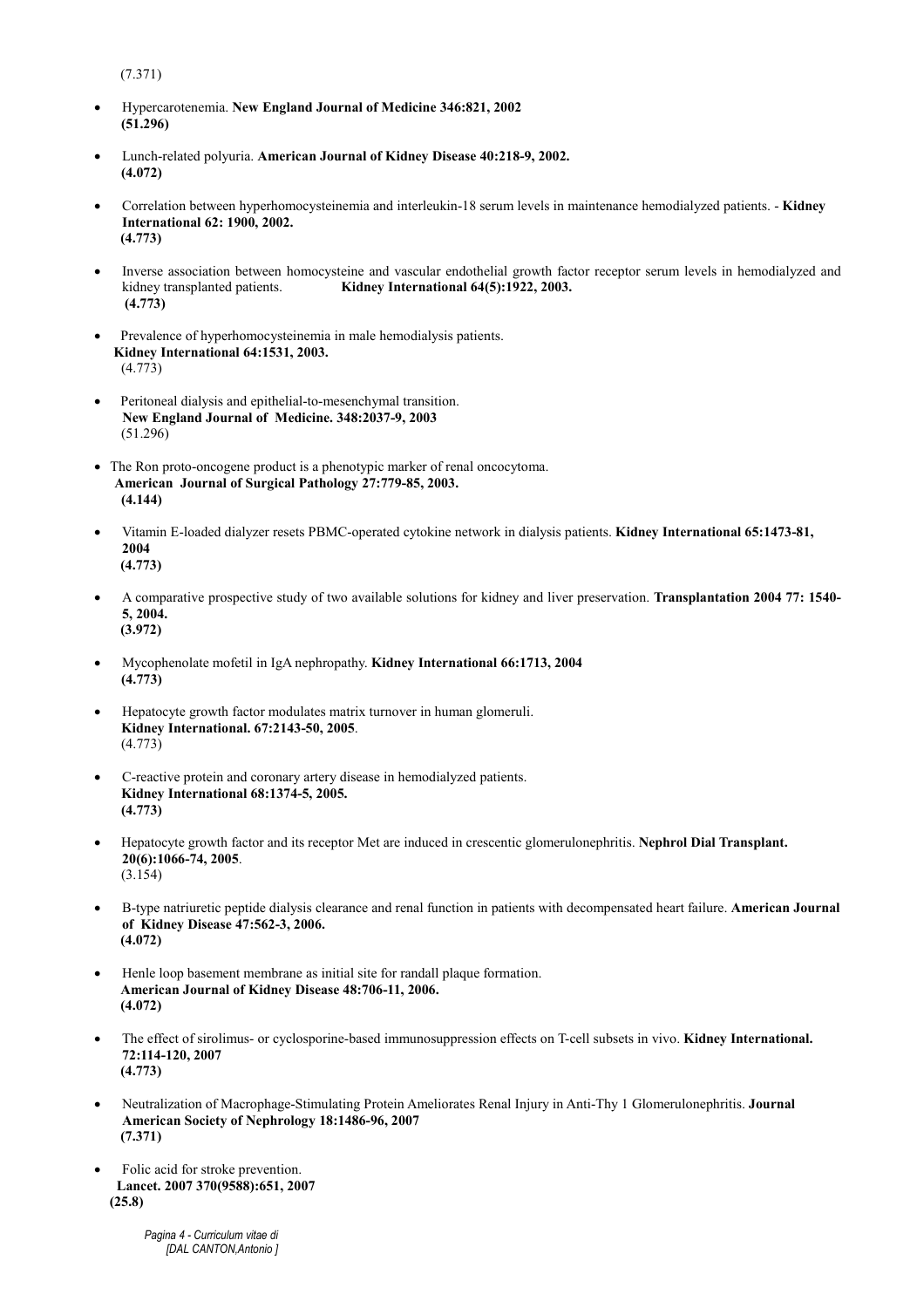(7.371)

- Hypercarotenemia. **New England Journal of Medicine 346:821, 2002** **(51.296)**
- Lunch-related polyuria. **American Journal of Kidney Disease 40:218-9, 2002.** **(4.072)**
- Correlation between hyperhomocysteinemia and interleukin-18 serum levels in maintenance hemodialyzed patients. - **Kidney International 62: 1900, 2002.** **(4.773)**
- Inverse association between homocysteine and vascular endothelial growth factor receptor serum levels in hemodialyzed and kidney transplanted patients. **Kidney International 64(5):1922, 2003.** **(4.773)**
- Prevalence of hyperhomocysteinemia in male hemodialysis patients. **Kidney International 64:1531, 2003.** (4.773)
- Peritoneal dialysis and epithelial-to-mesenchymal transition. **New England Journal of Medicine. 348:2037-9, 2003** (51.296)
- The Ron proto-oncogene product is a phenotypic marker of renal oncocytoma. **American Journal of Surgical Pathology 27:779-85, 2003.** **(4.144)**
- Vitamin E-loaded dialyzer resets PBMC-operated cytokine network in dialysis patients. **Kidney International 65:1473-81, 2004** **(4.773)**
- A comparative prospective study of two available solutions for kidney and liver preservation. **Transplantation 2004 77: 1540-5, 2004.** **(3.972)**
- Mycophenolate mofetil in IgA nephropathy. **Kidney International 66:1713, 2004** **(4.773)**
- Hepatocyte growth factor modulates matrix turnover in human glomeruli. **Kidney International. 67:2143-50, 2005**. (4.773)
- C-reactive protein and coronary artery disease in hemodialyzed patients. **Kidney International 68:1374-5, 2005.** **(4.773)**
- Hepatocyte growth factor and its receptor Met are induced in crescentic glomerulonephritis. **Nephrol Dial Transplant. 20(6):1066-74, 2005**. (3.154)
- B-type natriuretic peptide dialysis clearance and renal function in patients with decompensated heart failure. **American Journal of Kidney Disease 47:562-3, 2006.** **(4.072)**
- Henle loop basement membrane as initial site for randall plaque formation. **American Journal of Kidney Disease 48:706-11, 2006.** **(4.072)**
- The effect of sirolimus- or cyclosporine-based immunosuppression effects on T-cell subsets in vivo. **Kidney International. 72:114-120, 2007** **(4.773)**
- Neutralization of Macrophage-Stimulating Protein Ameliorates Renal Injury in Anti-Thy 1 Glomerulonephritis. **Journal American Society of Nephrology 18:1486-96, 2007** **(7.371)**
- Folic acid for stroke prevention. **Lancet. 2007 370(9588):651, 2007** **(25.8)**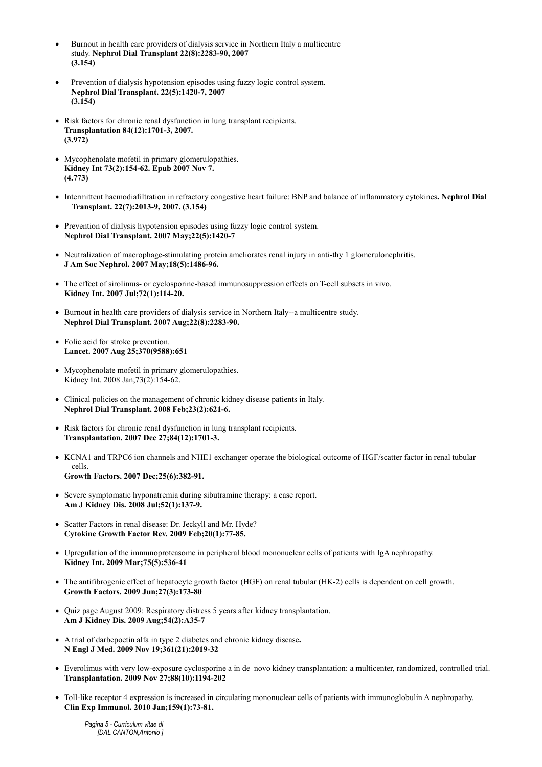- Burnout in health care providers of dialysis service in Northern Italy a multicentre study. **Nephrol Dial Transplant 22(8):2283-90, 2007** **(3.154)**

- Prevention of dialysis hypotension episodes using fuzzy logic control system. **Nephrol Dial Transplant. 22(5):1420-7, 2007** **(3.154)**

- Risk factors for chronic renal dysfunction in lung transplant recipients. **Transplantation 84(12):1701-3, 2007.** **(3.972)**

- Mycophenolate mofetil in primary glomerulopathies. **Kidney Int 73(2):154-62. Epub 2007 Nov 7.** **(4.773)**

- Intermittent haemodiafiltration in refractory congestive heart failure: BNP and balance of inflammatory cytokines**. Nephrol Dial Transplant. 22(7):2013-9, 2007. (3.154)**

- Prevention of dialysis hypotension episodes using fuzzy logic control system. **Nephrol Dial Transplant. 2007 May;22(5):1420-7**

- Neutralization of macrophage-stimulating protein ameliorates renal injury in anti-thy 1 glomerulonephritis. **J Am Soc Nephrol. 2007 May;18(5):1486-96.**

- The effect of sirolimus- or cyclosporine-based immunosuppression effects on T-cell subsets in vivo. **Kidney Int. 2007 Jul;72(1):114-20.**

- Burnout in health care providers of dialysis service in Northern Italy--a multicentre study. **Nephrol Dial Transplant. 2007 Aug;22(8):2283-90.**

- Folic acid for stroke prevention. **Lancet. 2007 Aug 25;370(9588):651**

- Mycophenolate mofetil in primary glomerulopathies. Kidney Int. 2008 Jan;73(2):154-62.

- Clinical policies on the management of chronic kidney disease patients in Italy. **Nephrol Dial Transplant. 2008 Feb;23(2):621-6.**

- Risk factors for chronic renal dysfunction in lung transplant recipients. **Transplantation. 2007 Dec 27;84(12):1701-3.**

- KCNA1 and TRPC6 ion channels and NHE1 exchanger operate the biological outcome of HGF/scatter factor in renal tubular cells. **Growth Factors. 2007 Dec;25(6):382-91.**

- Severe symptomatic hyponatremia during sibutramine therapy: a case report. **Am J Kidney Dis. 2008 Jul;52(1):137-9.**

- Scatter Factors in renal disease: Dr. Jeckyll and Mr. Hyde? **Cytokine Growth Factor Rev. 2009 Feb;20(1):77-85.**

- Upregulation of the immunoproteasome in peripheral blood mononuclear cells of patients with IgA nephropathy. **Kidney Int. 2009 Mar;75(5):536-41**

- The antifibrogenic effect of hepatocyte growth factor (HGF) on renal tubular (HK-2) cells is dependent on cell growth. **Growth Factors. 2009 Jun;27(3):173-80**

- Quiz page August 2009: Respiratory distress 5 years after kidney transplantation. **Am J Kidney Dis. 2009 Aug;54(2):A35-7**

- A trial of darbepoetin alfa in type 2 diabetes and chronic kidney disease**. N Engl J Med. 2009 Nov 19;361(21):2019-32**

- Everolimus with very low-exposure cyclosporine a in de novo kidney transplantation: a multicenter, randomized, controlled trial. **Transplantation. 2009 Nov 27;88(10):1194-202**

- Toll-like receptor 4 expression is increased in circulating mononuclear cells of patients with immunoglobulin A nephropathy. **Clin Exp Immunol. 2010 Jan;159(1):73-81.**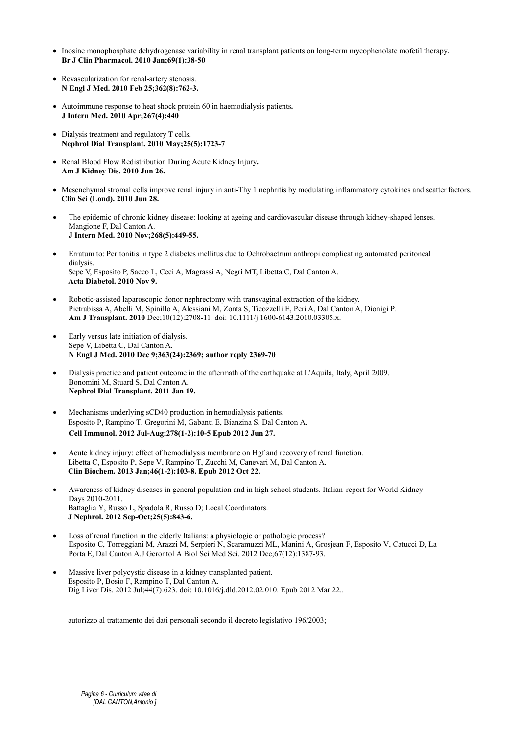- Inosine monophosphate dehydrogenase variability in renal transplant patients on long-term mycophenolate mofetil therapy**.**
  **Br J Clin Pharmacol. 2010 Jan;69(1):38-50**

- Revascularization for renal-artery stenosis.
  **N Engl J Med. 2010 Feb 25;362(8):762-3.**

- Autoimmune response to heat shock protein 60 in haemodialysis patients**.**
  **J Intern Med. 2010 Apr;267(4):440**

- Dialysis treatment and regulatory T cells.
  **Nephrol Dial Transplant. 2010 May;25(5):1723-7**

- Renal Blood Flow Redistribution During Acute Kidney Injury**.**
  **Am J Kidney Dis. 2010 Jun 26.**

- Mesenchymal stromal cells improve renal injury in anti-Thy 1 nephritis by modulating inflammatory cytokines and scatter factors.
  **Clin Sci (Lond). 2010 Jun 28.**

- The epidemic of chronic kidney disease: looking at ageing and cardiovascular disease through kidney-shaped lenses.
  Mangione F, Dal Canton A.
  **J Intern Med. 2010 Nov;268(5):449-55.**

- Erratum to: Peritonitis in type 2 diabetes mellitus due to Ochrobactrum anthropi complicating automated peritoneal dialysis.
  Sepe V, Esposito P, Sacco L, Ceci A, Magrassi A, Negri MT, Libetta C, Dal Canton A.
  **Acta Diabetol. 2010 Nov 9.**

- Robotic-assisted laparoscopic donor nephrectomy with transvaginal extraction of the kidney.
  Pietrabissa A, Abelli M, Spinillo A, Alessiani M, Zonta S, Ticozzelli E, Peri A, Dal Canton A, Dionigi P.
  **Am J Transplant. 2010** Dec;10(12):2708-11. doi: 10.1111/j.1600-6143.2010.03305.x.

- Early versus late initiation of dialysis.
  Sepe V, Libetta C, Dal Canton A.
  **N Engl J Med. 2010 Dec 9;363(24):2369; author reply 2369-70**

- Dialysis practice and patient outcome in the aftermath of the earthquake at L'Aquila, Italy, April 2009.
  Bonomini M, Stuard S, Dal Canton A.
  **Nephrol Dial Transplant. 2011 Jan 19.**

- Mechanisms underlying sCD40 production in hemodialysis patients.
  Esposito P, Rampino T, Gregorini M, Gabanti E, Bianzina S, Dal Canton A.
  **Cell Immunol. 2012 Jul-Aug;278(1-2):10-5 Epub 2012 Jun 27.**

- Acute kidney injury: effect of hemodialysis membrane on Hgf and recovery of renal function.
  Libetta C, Esposito P, Sepe V, Rampino T, Zucchi M, Canevari M, Dal Canton A.
  **Clin Biochem. 2013 Jan;46(1-2):103-8. Epub 2012 Oct 22.**

- Awareness of kidney diseases in general population and in high school students. Italian report for World Kidney Days 2010-2011.
  Battaglia Y, Russo L, Spadola R, Russo D; Local Coordinators.
  **J Nephrol. 2012 Sep-Oct;25(5):843-6.**

- Loss of renal function in the elderly Italians: a physiologic or pathologic process?
  Esposito C, Torreggiani M, Arazzi M, Serpieri N, Scaramuzzi ML, Manini A, Grosjean F, Esposito V, Catucci D, La Porta E, Dal Canton A.J Gerontol A Biol Sci Med Sci. 2012 Dec;67(12):1387-93.

- Massive liver polycystic disease in a kidney transplanted patient.
  Esposito P, Bosio F, Rampino T, Dal Canton A.
  Dig Liver Dis. 2012 Jul;44(7):623. doi: 10.1016/j.dld.2012.02.010. Epub 2012 Mar 22..

autorizzo al trattamento dei dati personali secondo il decreto legislativo 196/2003;